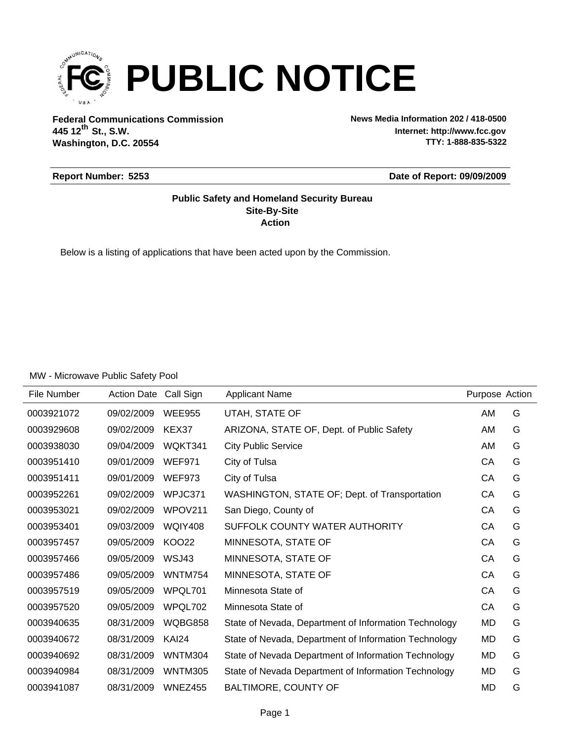# PUBLIC NOTICE

**Federal Communications Commission**
**445 12th St., S.W.**
**Washington, D.C. 20554**

**News Media Information 202 / 418-0500**
**Internet: http://www.fcc.gov**
**TTY: 1-888-835-5322**

**Report Number: 5253**

**Date of Report: 09/09/2009**

**Public Safety and Homeland Security Bureau**
**Site-By-Site**
**Action**

Below is a listing of applications that have been acted upon by the Commission.

MW - Microwave Public Safety Pool

| File Number | Action Date | Call Sign | Applicant Name | Purpose | Action |
|---|---|---|---|---|---|
| 0003921072 | 09/02/2009 | WEE955 | UTAH, STATE OF | AM | G |
| 0003929608 | 09/02/2009 | KEX37 | ARIZONA, STATE OF, Dept. of Public Safety | AM | G |
| 0003938030 | 09/04/2009 | WQKT341 | City Public Service | AM | G |
| 0003951410 | 09/01/2009 | WEF971 | City of Tulsa | CA | G |
| 0003951411 | 09/01/2009 | WEF973 | City of Tulsa | CA | G |
| 0003952261 | 09/02/2009 | WPJC371 | WASHINGTON, STATE OF; Dept. of Transportation | CA | G |
| 0003953021 | 09/02/2009 | WPOV211 | San Diego, County of | CA | G |
| 0003953401 | 09/03/2009 | WQIY408 | SUFFOLK COUNTY WATER AUTHORITY | CA | G |
| 0003957457 | 09/05/2009 | KOO22 | MINNESOTA, STATE OF | CA | G |
| 0003957466 | 09/05/2009 | WSJ43 | MINNESOTA, STATE OF | CA | G |
| 0003957486 | 09/05/2009 | WNTM754 | MINNESOTA, STATE OF | CA | G |
| 0003957519 | 09/05/2009 | WPQL701 | Minnesota State of | CA | G |
| 0003957520 | 09/05/2009 | WPQL702 | Minnesota State of | CA | G |
| 0003940635 | 08/31/2009 | WQBG858 | State of Nevada, Department of Information Technology | MD | G |
| 0003940672 | 08/31/2009 | KAI24 | State of Nevada, Department of Information Technology | MD | G |
| 0003940692 | 08/31/2009 | WNTM304 | State of Nevada Department of Information Technology | MD | G |
| 0003940984 | 08/31/2009 | WNTM305 | State of Nevada Department of Information Technology | MD | G |
| 0003941087 | 08/31/2009 | WNEZ455 | BALTIMORE, COUNTY OF | MD | G |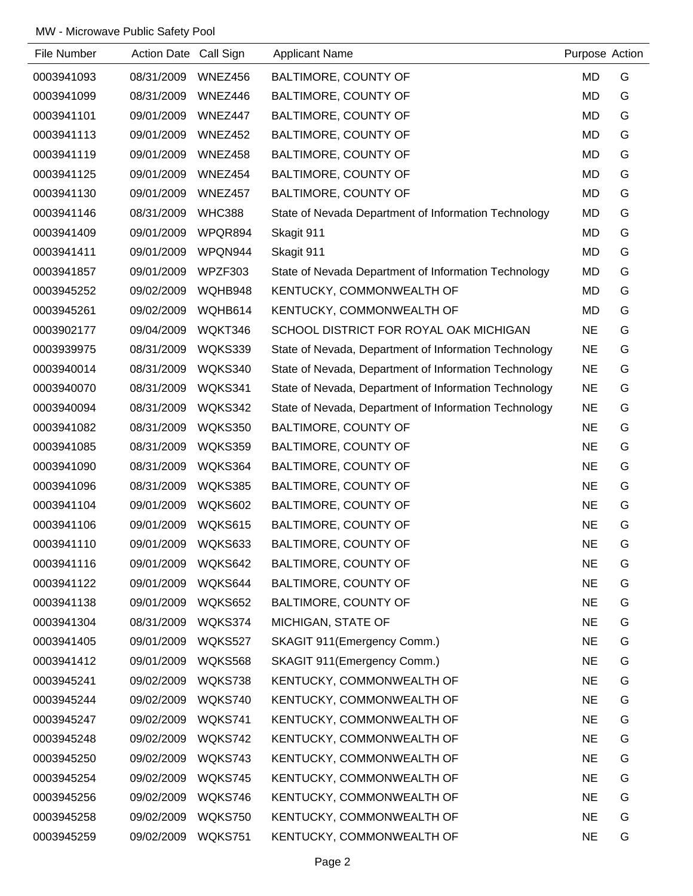MW - Microwave Public Safety Pool

| File Number | Action Date | Call Sign | Applicant Name | Purpose | Action |
|---|---|---|---|---|---|
| 0003941093 | 08/31/2009 | WNEZ456 | BALTIMORE, COUNTY OF | MD | G |
| 0003941099 | 08/31/2009 | WNEZ446 | BALTIMORE, COUNTY OF | MD | G |
| 0003941101 | 09/01/2009 | WNEZ447 | BALTIMORE, COUNTY OF | MD | G |
| 0003941113 | 09/01/2009 | WNEZ452 | BALTIMORE, COUNTY OF | MD | G |
| 0003941119 | 09/01/2009 | WNEZ458 | BALTIMORE, COUNTY OF | MD | G |
| 0003941125 | 09/01/2009 | WNEZ454 | BALTIMORE, COUNTY OF | MD | G |
| 0003941130 | 09/01/2009 | WNEZ457 | BALTIMORE, COUNTY OF | MD | G |
| 0003941146 | 08/31/2009 | WHC388 | State of Nevada Department of Information Technology | MD | G |
| 0003941409 | 09/01/2009 | WPQR894 | Skagit 911 | MD | G |
| 0003941411 | 09/01/2009 | WPQN944 | Skagit 911 | MD | G |
| 0003941857 | 09/01/2009 | WPZF303 | State of Nevada Department of Information Technology | MD | G |
| 0003945252 | 09/02/2009 | WQHB948 | KENTUCKY, COMMONWEALTH OF | MD | G |
| 0003945261 | 09/02/2009 | WQHB614 | KENTUCKY, COMMONWEALTH OF | MD | G |
| 0003902177 | 09/04/2009 | WQKT346 | SCHOOL DISTRICT FOR ROYAL OAK MICHIGAN | NE | G |
| 0003939975 | 08/31/2009 | WQKS339 | State of Nevada, Department of Information Technology | NE | G |
| 0003940014 | 08/31/2009 | WQKS340 | State of Nevada, Department of Information Technology | NE | G |
| 0003940070 | 08/31/2009 | WQKS341 | State of Nevada, Department of Information Technology | NE | G |
| 0003940094 | 08/31/2009 | WQKS342 | State of Nevada, Department of Information Technology | NE | G |
| 0003941082 | 08/31/2009 | WQKS350 | BALTIMORE, COUNTY OF | NE | G |
| 0003941085 | 08/31/2009 | WQKS359 | BALTIMORE, COUNTY OF | NE | G |
| 0003941090 | 08/31/2009 | WQKS364 | BALTIMORE, COUNTY OF | NE | G |
| 0003941096 | 08/31/2009 | WQKS385 | BALTIMORE, COUNTY OF | NE | G |
| 0003941104 | 09/01/2009 | WQKS602 | BALTIMORE, COUNTY OF | NE | G |
| 0003941106 | 09/01/2009 | WQKS615 | BALTIMORE, COUNTY OF | NE | G |
| 0003941110 | 09/01/2009 | WQKS633 | BALTIMORE, COUNTY OF | NE | G |
| 0003941116 | 09/01/2009 | WQKS642 | BALTIMORE, COUNTY OF | NE | G |
| 0003941122 | 09/01/2009 | WQKS644 | BALTIMORE, COUNTY OF | NE | G |
| 0003941138 | 09/01/2009 | WQKS652 | BALTIMORE, COUNTY OF | NE | G |
| 0003941304 | 08/31/2009 | WQKS374 | MICHIGAN, STATE OF | NE | G |
| 0003941405 | 09/01/2009 | WQKS527 | SKAGIT 911(Emergency Comm.) | NE | G |
| 0003941412 | 09/01/2009 | WQKS568 | SKAGIT 911(Emergency Comm.) | NE | G |
| 0003945241 | 09/02/2009 | WQKS738 | KENTUCKY, COMMONWEALTH OF | NE | G |
| 0003945244 | 09/02/2009 | WQKS740 | KENTUCKY, COMMONWEALTH OF | NE | G |
| 0003945247 | 09/02/2009 | WQKS741 | KENTUCKY, COMMONWEALTH OF | NE | G |
| 0003945248 | 09/02/2009 | WQKS742 | KENTUCKY, COMMONWEALTH OF | NE | G |
| 0003945250 | 09/02/2009 | WQKS743 | KENTUCKY, COMMONWEALTH OF | NE | G |
| 0003945254 | 09/02/2009 | WQKS745 | KENTUCKY, COMMONWEALTH OF | NE | G |
| 0003945256 | 09/02/2009 | WQKS746 | KENTUCKY, COMMONWEALTH OF | NE | G |
| 0003945258 | 09/02/2009 | WQKS750 | KENTUCKY, COMMONWEALTH OF | NE | G |
| 0003945259 | 09/02/2009 | WQKS751 | KENTUCKY, COMMONWEALTH OF | NE | G |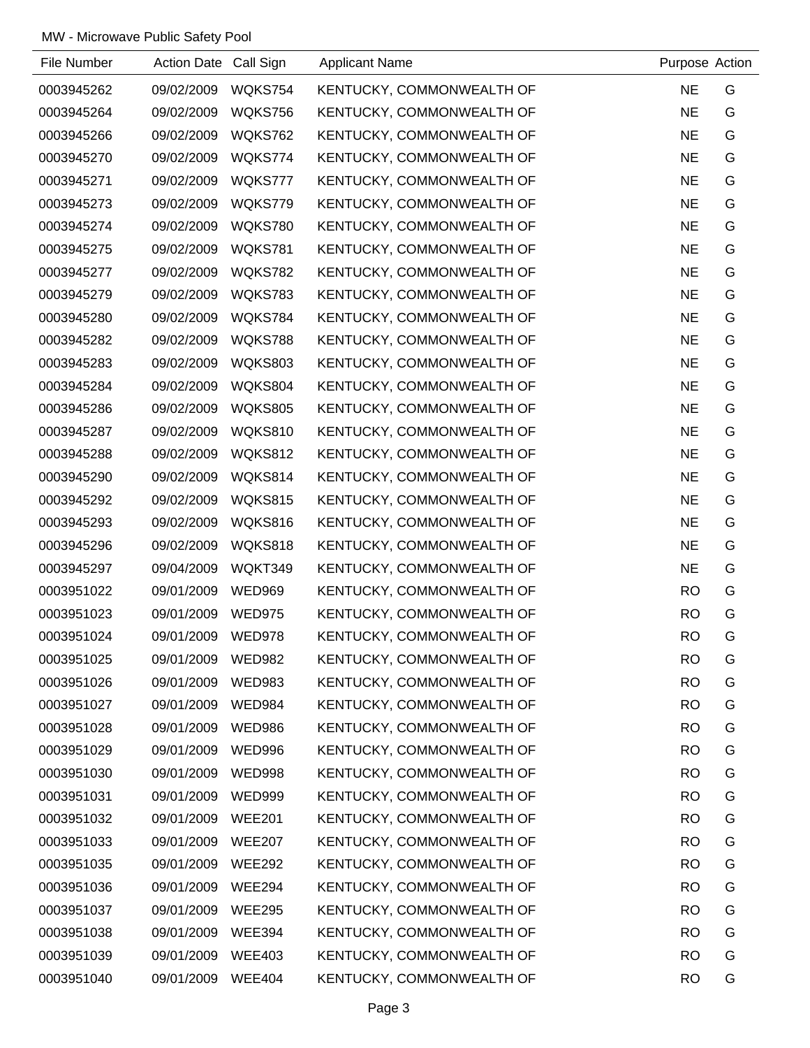MW - Microwave Public Safety Pool

| File Number | Action Date | Call Sign | Applicant Name | Purpose | Action |
|---|---|---|---|---|---|
| 0003945262 | 09/02/2009 | WQKS754 | KENTUCKY, COMMONWEALTH OF | NE | G |
| 0003945264 | 09/02/2009 | WQKS756 | KENTUCKY, COMMONWEALTH OF | NE | G |
| 0003945266 | 09/02/2009 | WQKS762 | KENTUCKY, COMMONWEALTH OF | NE | G |
| 0003945270 | 09/02/2009 | WQKS774 | KENTUCKY, COMMONWEALTH OF | NE | G |
| 0003945271 | 09/02/2009 | WQKS777 | KENTUCKY, COMMONWEALTH OF | NE | G |
| 0003945273 | 09/02/2009 | WQKS779 | KENTUCKY, COMMONWEALTH OF | NE | G |
| 0003945274 | 09/02/2009 | WQKS780 | KENTUCKY, COMMONWEALTH OF | NE | G |
| 0003945275 | 09/02/2009 | WQKS781 | KENTUCKY, COMMONWEALTH OF | NE | G |
| 0003945277 | 09/02/2009 | WQKS782 | KENTUCKY, COMMONWEALTH OF | NE | G |
| 0003945279 | 09/02/2009 | WQKS783 | KENTUCKY, COMMONWEALTH OF | NE | G |
| 0003945280 | 09/02/2009 | WQKS784 | KENTUCKY, COMMONWEALTH OF | NE | G |
| 0003945282 | 09/02/2009 | WQKS788 | KENTUCKY, COMMONWEALTH OF | NE | G |
| 0003945283 | 09/02/2009 | WQKS803 | KENTUCKY, COMMONWEALTH OF | NE | G |
| 0003945284 | 09/02/2009 | WQKS804 | KENTUCKY, COMMONWEALTH OF | NE | G |
| 0003945286 | 09/02/2009 | WQKS805 | KENTUCKY, COMMONWEALTH OF | NE | G |
| 0003945287 | 09/02/2009 | WQKS810 | KENTUCKY, COMMONWEALTH OF | NE | G |
| 0003945288 | 09/02/2009 | WQKS812 | KENTUCKY, COMMONWEALTH OF | NE | G |
| 0003945290 | 09/02/2009 | WQKS814 | KENTUCKY, COMMONWEALTH OF | NE | G |
| 0003945292 | 09/02/2009 | WQKS815 | KENTUCKY, COMMONWEALTH OF | NE | G |
| 0003945293 | 09/02/2009 | WQKS816 | KENTUCKY, COMMONWEALTH OF | NE | G |
| 0003945296 | 09/02/2009 | WQKS818 | KENTUCKY, COMMONWEALTH OF | NE | G |
| 0003945297 | 09/04/2009 | WQKT349 | KENTUCKY, COMMONWEALTH OF | NE | G |
| 0003951022 | 09/01/2009 | WED969 | KENTUCKY, COMMONWEALTH OF | RO | G |
| 0003951023 | 09/01/2009 | WED975 | KENTUCKY, COMMONWEALTH OF | RO | G |
| 0003951024 | 09/01/2009 | WED978 | KENTUCKY, COMMONWEALTH OF | RO | G |
| 0003951025 | 09/01/2009 | WED982 | KENTUCKY, COMMONWEALTH OF | RO | G |
| 0003951026 | 09/01/2009 | WED983 | KENTUCKY, COMMONWEALTH OF | RO | G |
| 0003951027 | 09/01/2009 | WED984 | KENTUCKY, COMMONWEALTH OF | RO | G |
| 0003951028 | 09/01/2009 | WED986 | KENTUCKY, COMMONWEALTH OF | RO | G |
| 0003951029 | 09/01/2009 | WED996 | KENTUCKY, COMMONWEALTH OF | RO | G |
| 0003951030 | 09/01/2009 | WED998 | KENTUCKY, COMMONWEALTH OF | RO | G |
| 0003951031 | 09/01/2009 | WED999 | KENTUCKY, COMMONWEALTH OF | RO | G |
| 0003951032 | 09/01/2009 | WEE201 | KENTUCKY, COMMONWEALTH OF | RO | G |
| 0003951033 | 09/01/2009 | WEE207 | KENTUCKY, COMMONWEALTH OF | RO | G |
| 0003951035 | 09/01/2009 | WEE292 | KENTUCKY, COMMONWEALTH OF | RO | G |
| 0003951036 | 09/01/2009 | WEE294 | KENTUCKY, COMMONWEALTH OF | RO | G |
| 0003951037 | 09/01/2009 | WEE295 | KENTUCKY, COMMONWEALTH OF | RO | G |
| 0003951038 | 09/01/2009 | WEE394 | KENTUCKY, COMMONWEALTH OF | RO | G |
| 0003951039 | 09/01/2009 | WEE403 | KENTUCKY, COMMONWEALTH OF | RO | G |
| 0003951040 | 09/01/2009 | WEE404 | KENTUCKY, COMMONWEALTH OF | RO | G |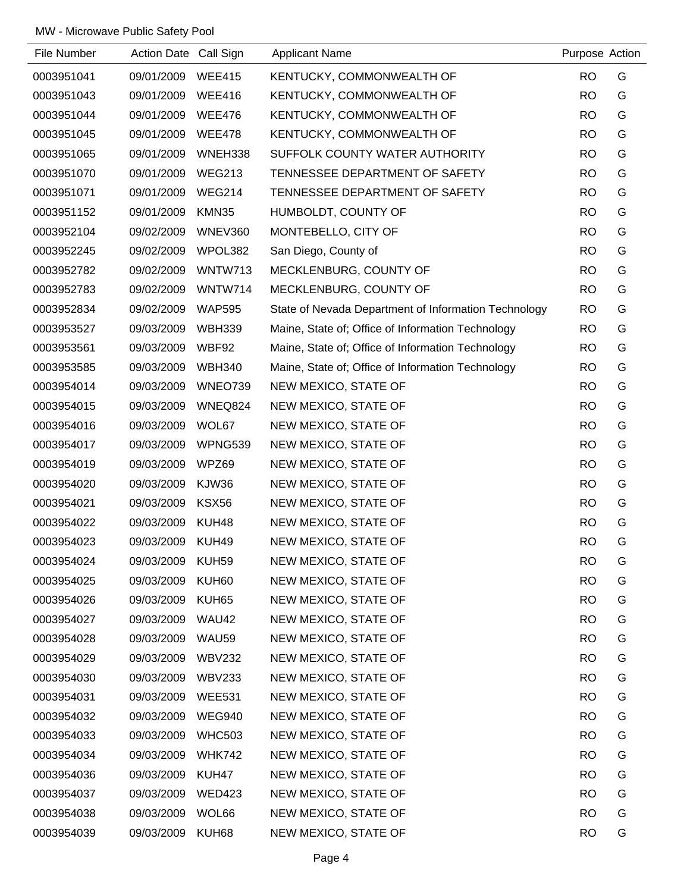MW - Microwave Public Safety Pool

| File Number | Action Date | Call Sign | Applicant Name | Purpose | Action |
|---|---|---|---|---|---|
| 0003951041 | 09/01/2009 | WEE415 | KENTUCKY, COMMONWEALTH OF | RO | G |
| 0003951043 | 09/01/2009 | WEE416 | KENTUCKY, COMMONWEALTH OF | RO | G |
| 0003951044 | 09/01/2009 | WEE476 | KENTUCKY, COMMONWEALTH OF | RO | G |
| 0003951045 | 09/01/2009 | WEE478 | KENTUCKY, COMMONWEALTH OF | RO | G |
| 0003951065 | 09/01/2009 | WNEH338 | SUFFOLK COUNTY WATER AUTHORITY | RO | G |
| 0003951070 | 09/01/2009 | WEG213 | TENNESSEE DEPARTMENT OF SAFETY | RO | G |
| 0003951071 | 09/01/2009 | WEG214 | TENNESSEE DEPARTMENT OF SAFETY | RO | G |
| 0003951152 | 09/01/2009 | KMN35 | HUMBOLDT, COUNTY OF | RO | G |
| 0003952104 | 09/02/2009 | WNEV360 | MONTEBELLO, CITY OF | RO | G |
| 0003952245 | 09/02/2009 | WPOL382 | San Diego, County of | RO | G |
| 0003952782 | 09/02/2009 | WNTW713 | MECKLENBURG, COUNTY OF | RO | G |
| 0003952783 | 09/02/2009 | WNTW714 | MECKLENBURG, COUNTY OF | RO | G |
| 0003952834 | 09/02/2009 | WAP595 | State of Nevada Department of Information Technology | RO | G |
| 0003953527 | 09/03/2009 | WBH339 | Maine, State of; Office of Information Technology | RO | G |
| 0003953561 | 09/03/2009 | WBF92 | Maine, State of; Office of Information Technology | RO | G |
| 0003953585 | 09/03/2009 | WBH340 | Maine, State of; Office of Information Technology | RO | G |
| 0003954014 | 09/03/2009 | WNEO739 | NEW MEXICO, STATE OF | RO | G |
| 0003954015 | 09/03/2009 | WNEQ824 | NEW MEXICO, STATE OF | RO | G |
| 0003954016 | 09/03/2009 | WOL67 | NEW MEXICO, STATE OF | RO | G |
| 0003954017 | 09/03/2009 | WPNG539 | NEW MEXICO, STATE OF | RO | G |
| 0003954019 | 09/03/2009 | WPZ69 | NEW MEXICO, STATE OF | RO | G |
| 0003954020 | 09/03/2009 | KJW36 | NEW MEXICO, STATE OF | RO | G |
| 0003954021 | 09/03/2009 | KSX56 | NEW MEXICO, STATE OF | RO | G |
| 0003954022 | 09/03/2009 | KUH48 | NEW MEXICO, STATE OF | RO | G |
| 0003954023 | 09/03/2009 | KUH49 | NEW MEXICO, STATE OF | RO | G |
| 0003954024 | 09/03/2009 | KUH59 | NEW MEXICO, STATE OF | RO | G |
| 0003954025 | 09/03/2009 | KUH60 | NEW MEXICO, STATE OF | RO | G |
| 0003954026 | 09/03/2009 | KUH65 | NEW MEXICO, STATE OF | RO | G |
| 0003954027 | 09/03/2009 | WAU42 | NEW MEXICO, STATE OF | RO | G |
| 0003954028 | 09/03/2009 | WAU59 | NEW MEXICO, STATE OF | RO | G |
| 0003954029 | 09/03/2009 | WBV232 | NEW MEXICO, STATE OF | RO | G |
| 0003954030 | 09/03/2009 | WBV233 | NEW MEXICO, STATE OF | RO | G |
| 0003954031 | 09/03/2009 | WEE531 | NEW MEXICO, STATE OF | RO | G |
| 0003954032 | 09/03/2009 | WEG940 | NEW MEXICO, STATE OF | RO | G |
| 0003954033 | 09/03/2009 | WHC503 | NEW MEXICO, STATE OF | RO | G |
| 0003954034 | 09/03/2009 | WHK742 | NEW MEXICO, STATE OF | RO | G |
| 0003954036 | 09/03/2009 | KUH47 | NEW MEXICO, STATE OF | RO | G |
| 0003954037 | 09/03/2009 | WED423 | NEW MEXICO, STATE OF | RO | G |
| 0003954038 | 09/03/2009 | WOL66 | NEW MEXICO, STATE OF | RO | G |
| 0003954039 | 09/03/2009 | KUH68 | NEW MEXICO, STATE OF | RO | G |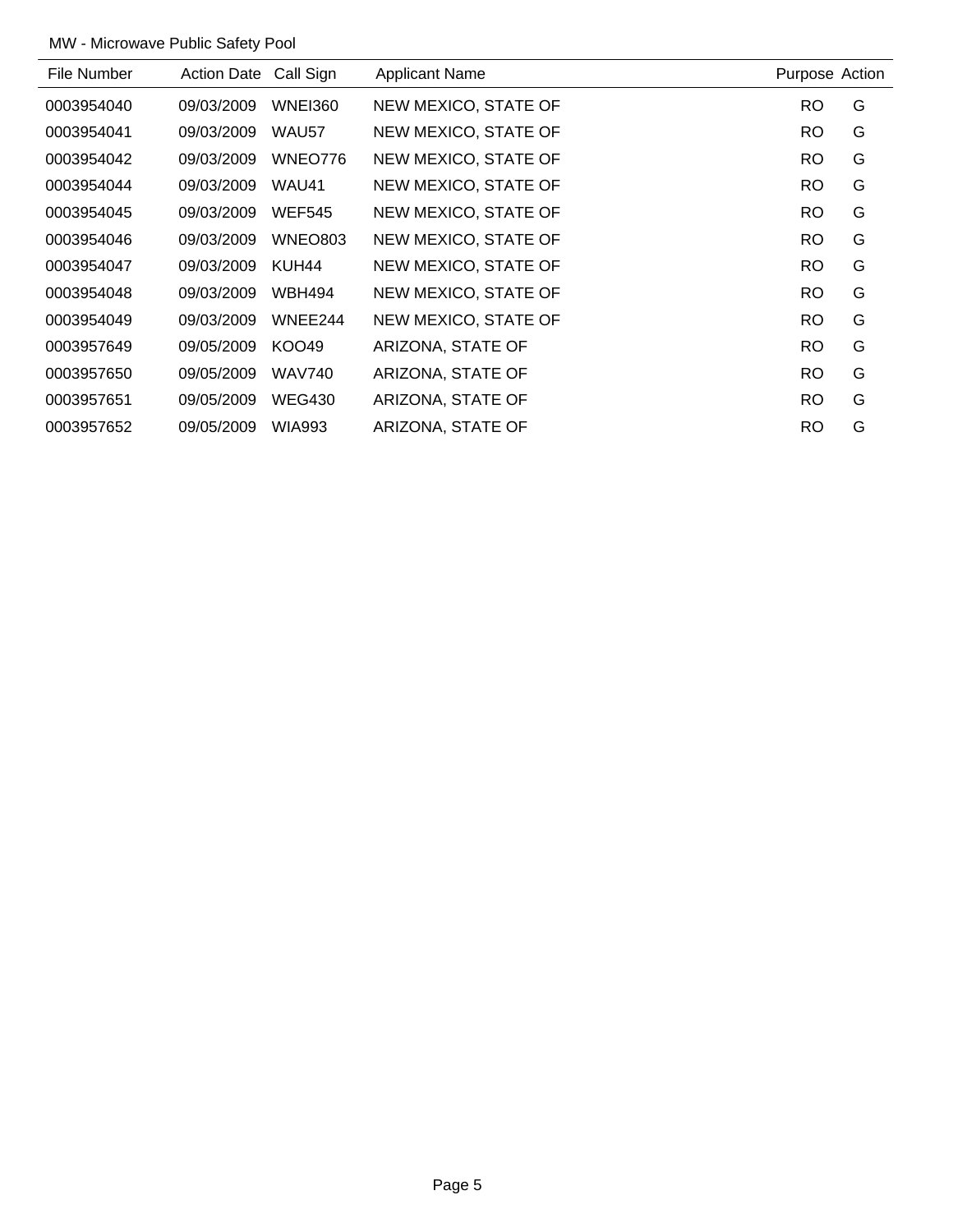MW - Microwave Public Safety Pool

| File Number | Action Date | Call Sign | Applicant Name | Purpose | Action |
|---|---|---|---|---|---|
| 0003954040 | 09/03/2009 | WNEI360 | NEW MEXICO, STATE OF | RO | G |
| 0003954041 | 09/03/2009 | WAU57 | NEW MEXICO, STATE OF | RO | G |
| 0003954042 | 09/03/2009 | WNEO776 | NEW MEXICO, STATE OF | RO | G |
| 0003954044 | 09/03/2009 | WAU41 | NEW MEXICO, STATE OF | RO | G |
| 0003954045 | 09/03/2009 | WEF545 | NEW MEXICO, STATE OF | RO | G |
| 0003954046 | 09/03/2009 | WNEO803 | NEW MEXICO, STATE OF | RO | G |
| 0003954047 | 09/03/2009 | KUH44 | NEW MEXICO, STATE OF | RO | G |
| 0003954048 | 09/03/2009 | WBH494 | NEW MEXICO, STATE OF | RO | G |
| 0003954049 | 09/03/2009 | WNEE244 | NEW MEXICO, STATE OF | RO | G |
| 0003957649 | 09/05/2009 | KOO49 | ARIZONA, STATE OF | RO | G |
| 0003957650 | 09/05/2009 | WAV740 | ARIZONA, STATE OF | RO | G |
| 0003957651 | 09/05/2009 | WEG430 | ARIZONA, STATE OF | RO | G |
| 0003957652 | 09/05/2009 | WIA993 | ARIZONA, STATE OF | RO | G |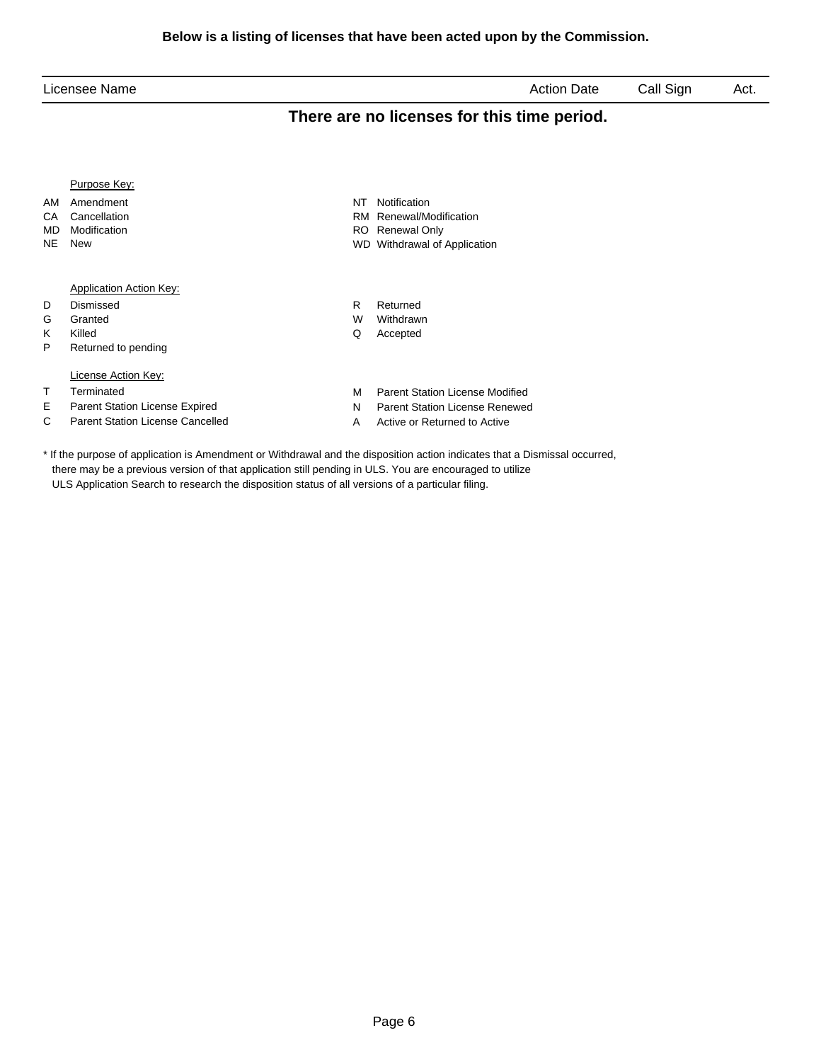**Below is a listing of licenses that have been acted upon by the Commission.**

| Licensee Name | Action Date | Call Sign | Act. |
|---|---|---|---|

**There are no licenses for this time period.**

Purpose Key:

| | | | |
|---|---|---|---|
| AM | Amendment | NT | Notification |
| CA | Cancellation | RM | Renewal/Modification |
| MD | Modification | RO | Renewal Only |
| NE | New | WD | Withdrawal of Application |

Application Action Key:

| | | | |
|---|---|---|---|
| D | Dismissed | R | Returned |
| G | Granted | W | Withdrawn |
| K | Killed | Q | Accepted |
| P | Returned to pending | | |

License Action Key:

| | | | |
|---|---|---|---|
| T | Terminated | M | Parent Station License Modified |
| E | Parent Station License Expired | N | Parent Station License Renewed |
| C | Parent Station License Cancelled | A | Active or Returned to Active |

* If the purpose of application is Amendment or Withdrawal and the disposition action indicates that a Dismissal occurred, there may be a previous version of that application still pending in ULS. You are encouraged to utilize ULS Application Search to research the disposition status of all versions of a particular filing.